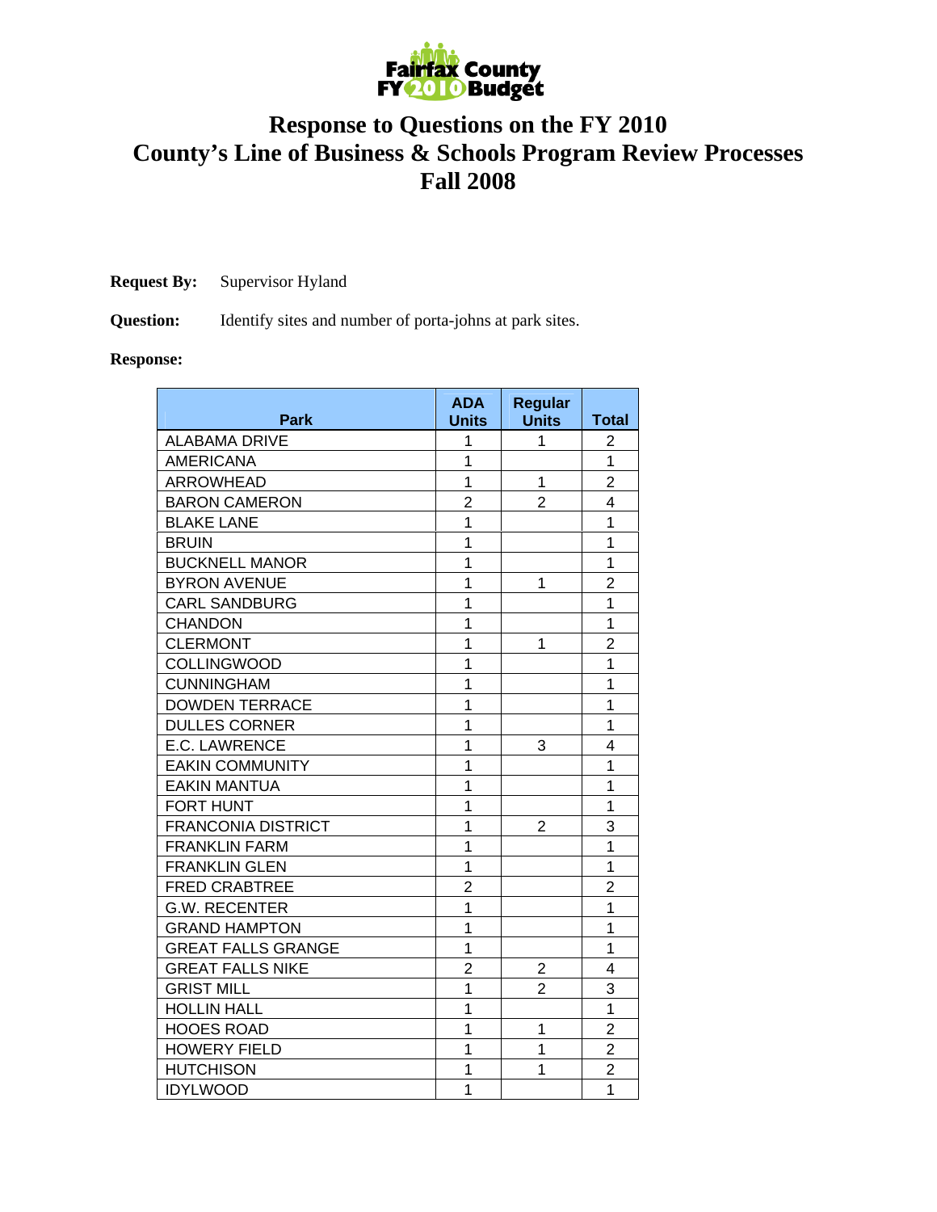# Response to Questions on the FY 2010 County's Line of Business & Schools Program Review Processes Fall 2008

**Request By:** Supervisor Hyland

**Question:** Identify sites and number of porta-johns at park sites.

**Response:**

| Park | ADA Units | Regular Units | Total |
|---|---|---|---|
| ALABAMA DRIVE | 1 | 1 | 2 |
| AMERICANA | 1 | | 1 |
| ARROWHEAD | 1 | 1 | 2 |
| BARON CAMERON | 2 | 2 | 4 |
| BLAKE LANE | 1 | | 1 |
| BRUIN | 1 | | 1 |
| BUCKNELL MANOR | 1 | | 1 |
| BYRON AVENUE | 1 | 1 | 2 |
| CARL SANDBURG | 1 | | 1 |
| CHANDON | 1 | | 1 |
| CLERMONT | 1 | 1 | 2 |
| COLLINGWOOD | 1 | | 1 |
| CUNNINGHAM | 1 | | 1 |
| DOWDEN TERRACE | 1 | | 1 |
| DULLES CORNER | 1 | | 1 |
| E.C. LAWRENCE | 1 | 3 | 4 |
| EAKIN COMMUNITY | 1 | | 1 |
| EAKIN MANTUA | 1 | | 1 |
| FORT HUNT | 1 | | 1 |
| FRANCONIA DISTRICT | 1 | 2 | 3 |
| FRANKLIN FARM | 1 | | 1 |
| FRANKLIN GLEN | 1 | | 1 |
| FRED CRABTREE | 2 | | 2 |
| G.W. RECENTER | 1 | | 1 |
| GRAND HAMPTON | 1 | | 1 |
| GREAT FALLS GRANGE | 1 | | 1 |
| GREAT FALLS NIKE | 2 | 2 | 4 |
| GRIST MILL | 1 | 2 | 3 |
| HOLLIN HALL | 1 | | 1 |
| HOOES ROAD | 1 | 1 | 2 |
| HOWERY FIELD | 1 | 1 | 2 |
| HUTCHISON | 1 | 1 | 2 |
| IDYLWOOD | 1 | | 1 |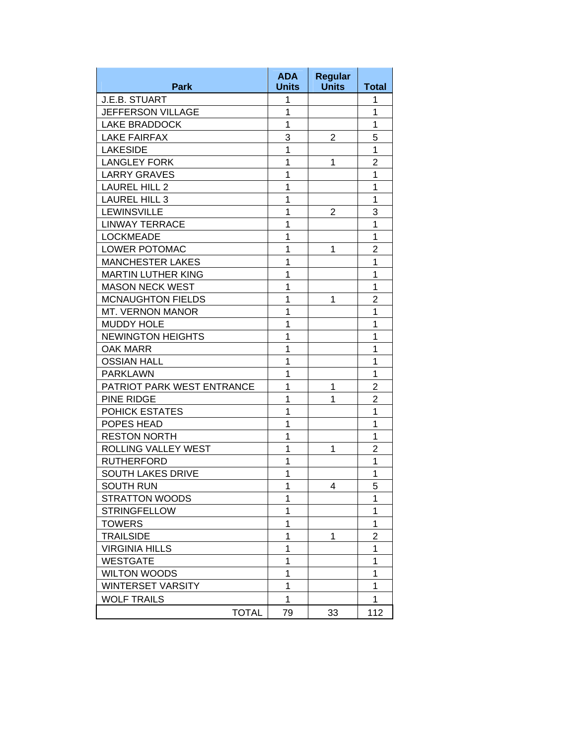| Park | ADA Units | Regular Units | Total |
|---|---|---|---|
| J.E.B. STUART | 1 | | 1 |
| JEFFERSON VILLAGE | 1 | | 1 |
| LAKE BRADDOCK | 1 | | 1 |
| LAKE FAIRFAX | 3 | 2 | 5 |
| LAKESIDE | 1 | | 1 |
| LANGLEY FORK | 1 | 1 | 2 |
| LARRY GRAVES | 1 | | 1 |
| LAUREL HILL 2 | 1 | | 1 |
| LAUREL HILL 3 | 1 | | 1 |
| LEWINSVILLE | 1 | 2 | 3 |
| LINWAY TERRACE | 1 | | 1 |
| LOCKMEADE | 1 | | 1 |
| LOWER POTOMAC | 1 | 1 | 2 |
| MANCHESTER LAKES | 1 | | 1 |
| MARTIN LUTHER KING | 1 | | 1 |
| MASON NECK WEST | 1 | | 1 |
| MCNAUGHTON FIELDS | 1 | 1 | 2 |
| MT. VERNON MANOR | 1 | | 1 |
| MUDDY HOLE | 1 | | 1 |
| NEWINGTON HEIGHTS | 1 | | 1 |
| OAK MARR | 1 | | 1 |
| OSSIAN HALL | 1 | | 1 |
| PARKLAWN | 1 | | 1 |
| PATRIOT PARK WEST ENTRANCE | 1 | 1 | 2 |
| PINE RIDGE | 1 | 1 | 2 |
| POHICK ESTATES | 1 | | 1 |
| POPES HEAD | 1 | | 1 |
| RESTON NORTH | 1 | | 1 |
| ROLLING VALLEY WEST | 1 | 1 | 2 |
| RUTHERFORD | 1 | | 1 |
| SOUTH LAKES DRIVE | 1 | | 1 |
| SOUTH RUN | 1 | 4 | 5 |
| STRATTON WOODS | 1 | | 1 |
| STRINGFELLOW | 1 | | 1 |
| TOWERS | 1 | | 1 |
| TRAILSIDE | 1 | 1 | 2 |
| VIRGINIA HILLS | 1 | | 1 |
| WESTGATE | 1 | | 1 |
| WILTON WOODS | 1 | | 1 |
| WINTERSET VARSITY | 1 | | 1 |
| WOLF TRAILS | 1 | | 1 |
| TOTAL | 79 | 33 | 112 |